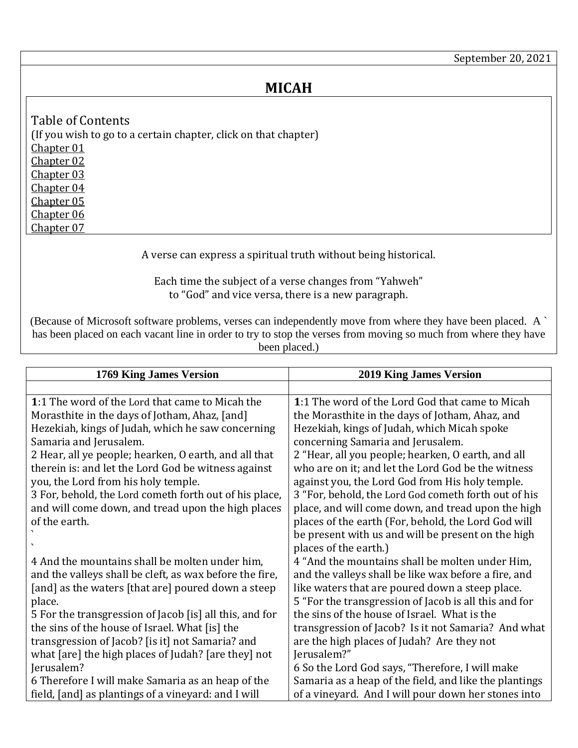September 20, 2021

# MICAH

Table of Contents
(If you wish to go to a certain chapter, click on that chapter)
Chapter 01
Chapter 02
Chapter 03
Chapter 04
Chapter 05
Chapter 06
Chapter 07

A verse can express a spiritual truth without being historical.

Each time the subject of a verse changes from "Yahweh" to "God" and vice versa, there is a new paragraph.

(Because of Microsoft software problems, verses can independently move from where they have been placed. A ` has been placed on each vacant line in order to try to stop the verses from moving so much from where they have been placed.)

| 1769 King James Version | 2019 King James Version |
|---|---|
| | |
| **1**:1 The word of the Lord that came to Micah the Morasthite in the days of Jotham, Ahaz, [and] Hezekiah, kings of Judah, which he saw concerning Samaria and Jerusalem.<br>2 Hear, all ye people; hearken, O earth, and all that therein is: and let the Lord God be witness against you, the Lord from his holy temple.<br>3 For, behold, the Lord cometh forth out of his place, and will come down, and tread upon the high places of the earth.<br>`<br>`<br>4 And the mountains shall be molten under him, and the valleys shall be cleft, as wax before the fire, [and] as the waters [that are] poured down a steep place.<br>5 For the transgression of Jacob [is] all this, and for the sins of the house of Israel. What [is] the transgression of Jacob? [is it] not Samaria? and what [are] the high places of Judah? [are they] not Jerusalem?<br>6 Therefore I will make Samaria as an heap of the field, [and] as plantings of a vineyard: and I will | **1**:1 The word of the Lord God that came to Micah the Morasthite in the days of Jotham, Ahaz, and Hezekiah, kings of Judah, which Micah spoke concerning Samaria and Jerusalem.<br>2 "Hear, all you people; hearken, O earth, and all who are on it; and let the Lord God be the witness against you, the Lord God from His holy temple.<br>3 "For, behold, the Lord God cometh forth out of his place, and will come down, and tread upon the high places of the earth (For, behold, the Lord God will be present with us and will be present on the high places of the earth.)<br>4 "And the mountains shall be molten under Him, and the valleys shall be like wax before a fire, and like waters that are poured down a steep place.<br>5 "For the transgression of Jacob is all this and for the sins of the house of Israel. What is the transgression of Jacob? Is it not Samaria? And what are the high places of Judah? Are they not Jerusalem?"<br>6 So the Lord God says, "Therefore, I will make Samaria as a heap of the field, and like the plantings of a vineyard. And I will pour down her stones into |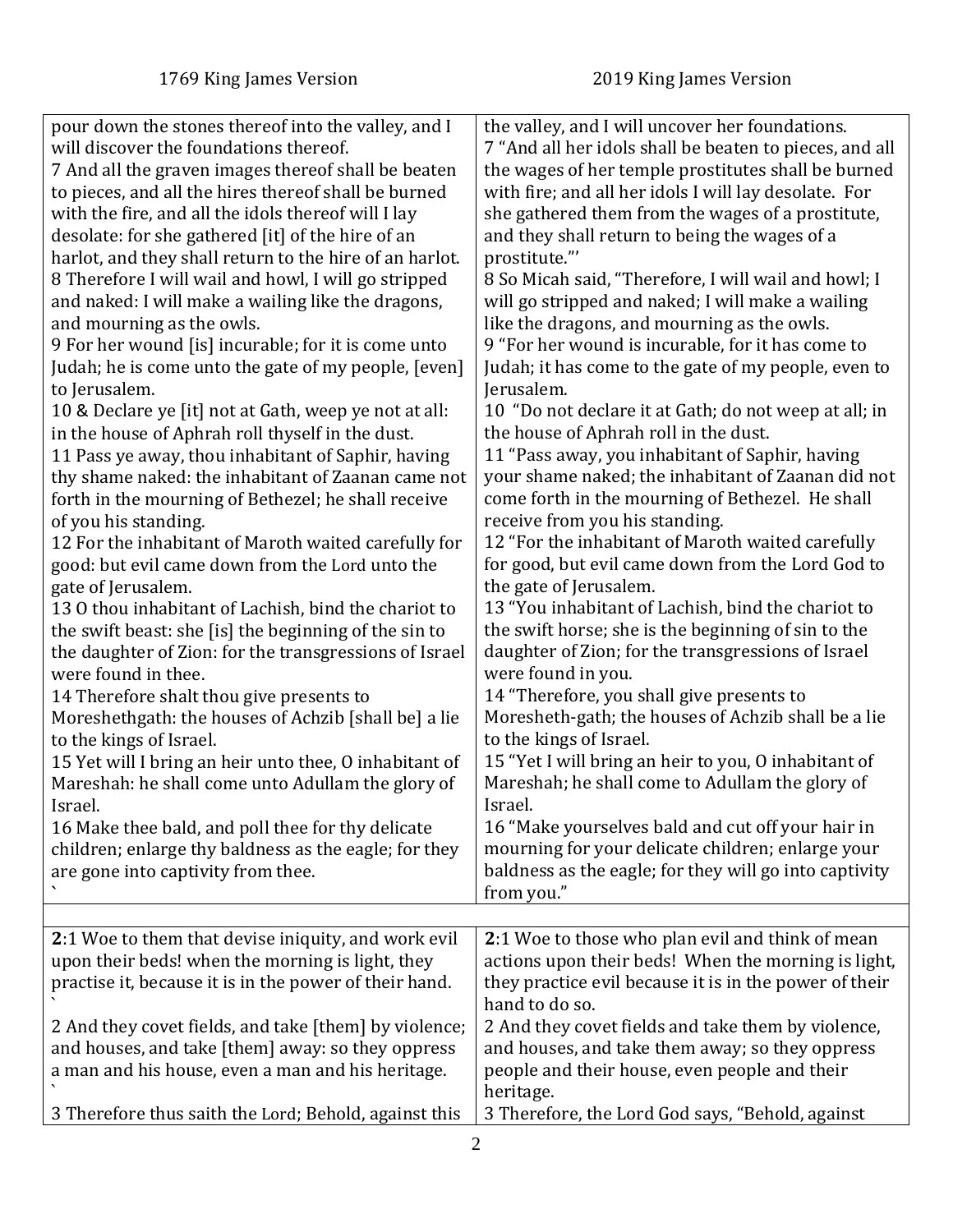| 1769 King James Version | 2019 King James Version |
|---|---|
| pour down the stones thereof into the valley, and I will discover the foundations thereof. | the valley, and I will uncover her foundations. |
| 7 And all the graven images thereof shall be beaten to pieces, and all the hires thereof shall be burned with the fire, and all the idols thereof will I lay desolate: for she gathered [it] of the hire of an harlot, and they shall return to the hire of an harlot. | 7 “And all her idols shall be beaten to pieces, and all the wages of her temple prostitutes shall be burned with fire; and all her idols I will lay desolate. For she gathered them from the wages of a prostitute, and they shall return to being the wages of a prostitute.”’ |
| 8 Therefore I will wail and howl, I will go stripped and naked: I will make a wailing like the dragons, and mourning as the owls. | 8 So Micah said, “Therefore, I will wail and howl; I will go stripped and naked; I will make a wailing like the dragons, and mourning as the owls. |
| 9 For her wound [is] incurable; for it is come unto Judah; he is come unto the gate of my people, [even] to Jerusalem. | 9 “For her wound is incurable, for it has come to Judah; it has come to the gate of my people, even to Jerusalem. |
| 10 & Declare ye [it] not at Gath, weep ye not at all: in the house of Aphrah roll thyself in the dust. | 10 “Do not declare it at Gath; do not weep at all; in the house of Aphrah roll in the dust. |
| 11 Pass ye away, thou inhabitant of Saphir, having thy shame naked: the inhabitant of Zaanan came not forth in the mourning of Bethezel; he shall receive of you his standing. | 11 “Pass away, you inhabitant of Saphir, having your shame naked; the inhabitant of Zaanan did not come forth in the mourning of Bethezel. He shall receive from you his standing. |
| 12 For the inhabitant of Maroth waited carefully for good: but evil came down from the Lord unto the gate of Jerusalem. | 12 “For the inhabitant of Maroth waited carefully for good, but evil came down from the Lord God to the gate of Jerusalem. |
| 13 O thou inhabitant of Lachish, bind the chariot to the swift beast: she [is] the beginning of the sin to the daughter of Zion: for the transgressions of Israel were found in thee. | 13 “You inhabitant of Lachish, bind the chariot to the swift horse; she is the beginning of sin to the daughter of Zion; for the transgressions of Israel were found in you. |
| 14 Therefore shalt thou give presents to Moreshethgath: the houses of Achzib [shall be] a lie to the kings of Israel. | 14 “Therefore, you shall give presents to Moresheth-gath; the houses of Achzib shall be a lie to the kings of Israel. |
| 15 Yet will I bring an heir unto thee, O inhabitant of Mareshah: he shall come unto Adullam the glory of Israel. | 15 “Yet I will bring an heir to you, O inhabitant of Mareshah; he shall come to Adullam the glory of Israel. |
| 16 Make thee bald, and poll thee for thy delicate children; enlarge thy baldness as the eagle; for they are gone into captivity from thee. ` | 16 “Make yourselves bald and cut off your hair in mourning for your delicate children; enlarge your baldness as the eagle; for they will go into captivity from you.” |
| | |
| **2**:1 Woe to them that devise iniquity, and work evil upon their beds! when the morning is light, they practise it, because it is in the power of their hand. ` | **2**:1 Woe to those who plan evil and think of mean actions upon their beds! When the morning is light, they practice evil because it is in the power of their hand to do so. |
| 2 And they covet fields, and take [them] by violence; and houses, and take [them] away: so they oppress a man and his house, even a man and his heritage. ` | 2 And they covet fields and take them by violence, and houses, and take them away; so they oppress people and their house, even people and their heritage. |
| 3 Therefore thus saith the Lord; Behold, against this | 3 Therefore, the Lord God says, “Behold, against |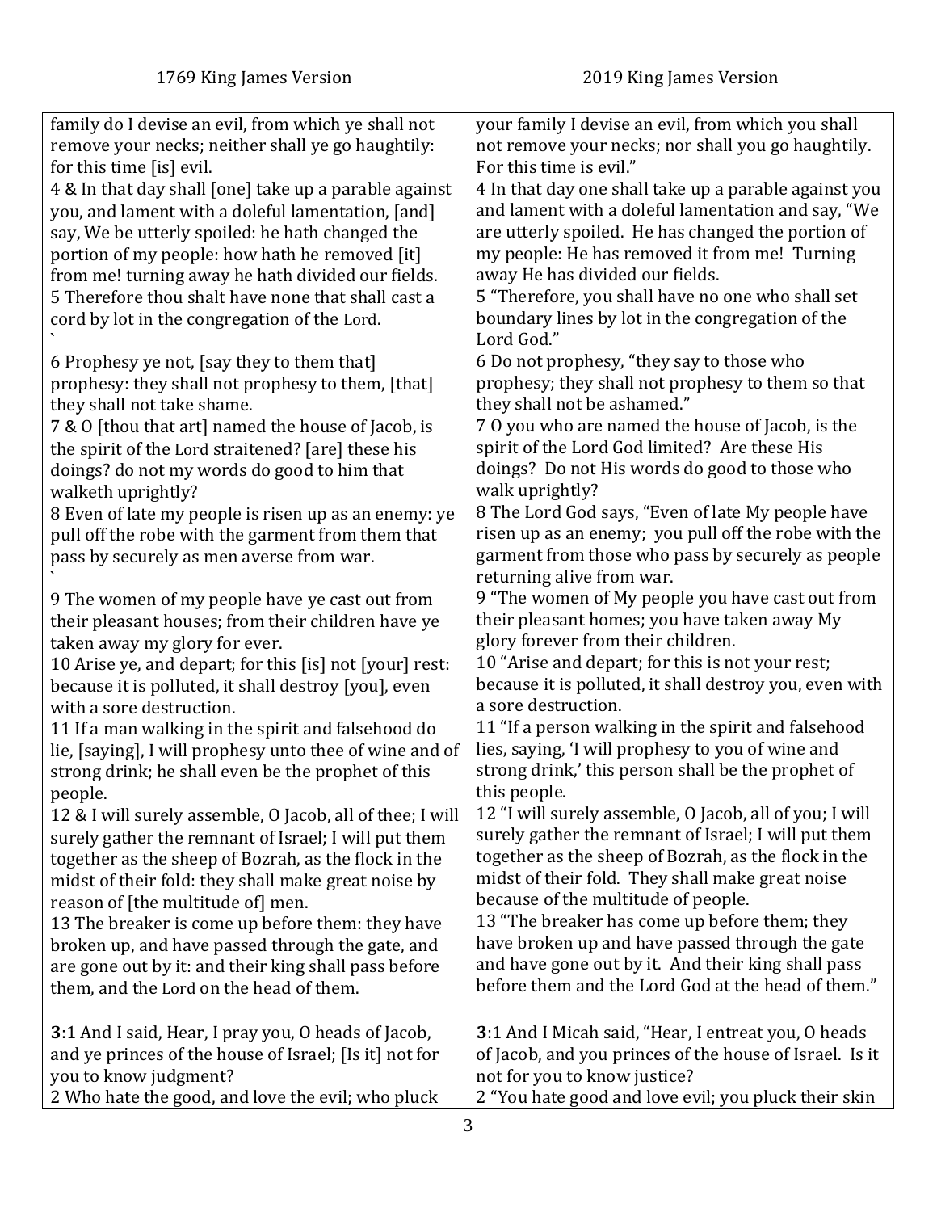| 1769 King James Version | 2019 King James Version |
|---|---|
| family do I devise an evil, from which ye shall not remove your necks; neither shall ye go haughtily: for this time [is] evil. | your family I devise an evil, from which you shall not remove your necks; nor shall you go haughtily. For this time is evil." |
| 4 & In that day shall [one] take up a parable against you, and lament with a doleful lamentation, [and] say, We be utterly spoiled: he hath changed the portion of my people: how hath he removed [it] from me! turning away he hath divided our fields. | 4 In that day one shall take up a parable against you and lament with a doleful lamentation and say, "We are utterly spoiled. He has changed the portion of my people: He has removed it from me! Turning away He has divided our fields. |
| 5 Therefore thou shalt have none that shall cast a cord by lot in the congregation of the Lord. ` | 5 "Therefore, you shall have no one who shall set boundary lines by lot in the congregation of the Lord God." |
| 6 Prophesy ye not, [say they to them that] prophesy: they shall not prophesy to them, [that] they shall not take shame. | 6 Do not prophesy, "they say to those who prophesy; they shall not prophesy to them so that they shall not be ashamed." |
| 7 & O [thou that art] named the house of Jacob, is the spirit of the Lord straitened? [are] these his doings? do not my words do good to him that walketh uprightly? | 7 O you who are named the house of Jacob, is the spirit of the Lord God limited? Are these His doings? Do not His words do good to those who walk uprightly? |
| 8 Even of late my people is risen up as an enemy: ye pull off the robe with the garment from them that pass by securely as men averse from war. ` | 8 The Lord God says, "Even of late My people have risen up as an enemy; you pull off the robe with the garment from those who pass by securely as people returning alive from war. |
| 9 The women of my people have ye cast out from their pleasant houses; from their children have ye taken away my glory for ever. | 9 "The women of My people you have cast out from their pleasant homes; you have taken away My glory forever from their children. |
| 10 Arise ye, and depart; for this [is] not [your] rest: because it is polluted, it shall destroy [you], even with a sore destruction. | 10 "Arise and depart; for this is not your rest; because it is polluted, it shall destroy you, even with a sore destruction. |
| 11 If a man walking in the spirit and falsehood do lie, [saying], I will prophesy unto thee of wine and of strong drink; he shall even be the prophet of this people. | 11 "If a person walking in the spirit and falsehood lies, saying, 'I will prophesy to you of wine and strong drink,' this person shall be the prophet of this people. |
| 12 & I will surely assemble, O Jacob, all of thee; I will surely gather the remnant of Israel; I will put them together as the sheep of Bozrah, as the flock in the midst of their fold: they shall make great noise by reason of [the multitude of] men. | 12 "I will surely assemble, O Jacob, all of you; I will surely gather the remnant of Israel; I will put them together as the sheep of Bozrah, as the flock in the midst of their fold. They shall make great noise because of the multitude of people. |
| 13 The breaker is come up before them: they have broken up, and have passed through the gate, and are gone out by it: and their king shall pass before them, and the Lord on the head of them. | 13 "The breaker has come up before them; they have broken up and have passed through the gate and have gone out by it. And their king shall pass before them and the Lord God at the head of them." |
| | |
| **3**:1 And I said, Hear, I pray you, O heads of Jacob, and ye princes of the house of Israel; [Is it] not for you to know judgment? | **3**:1 And I Micah said, "Hear, I entreat you, O heads of Jacob, and you princes of the house of Israel. Is it not for you to know justice? |
| 2 Who hate the good, and love the evil; who pluck | 2 "You hate good and love evil; you pluck their skin |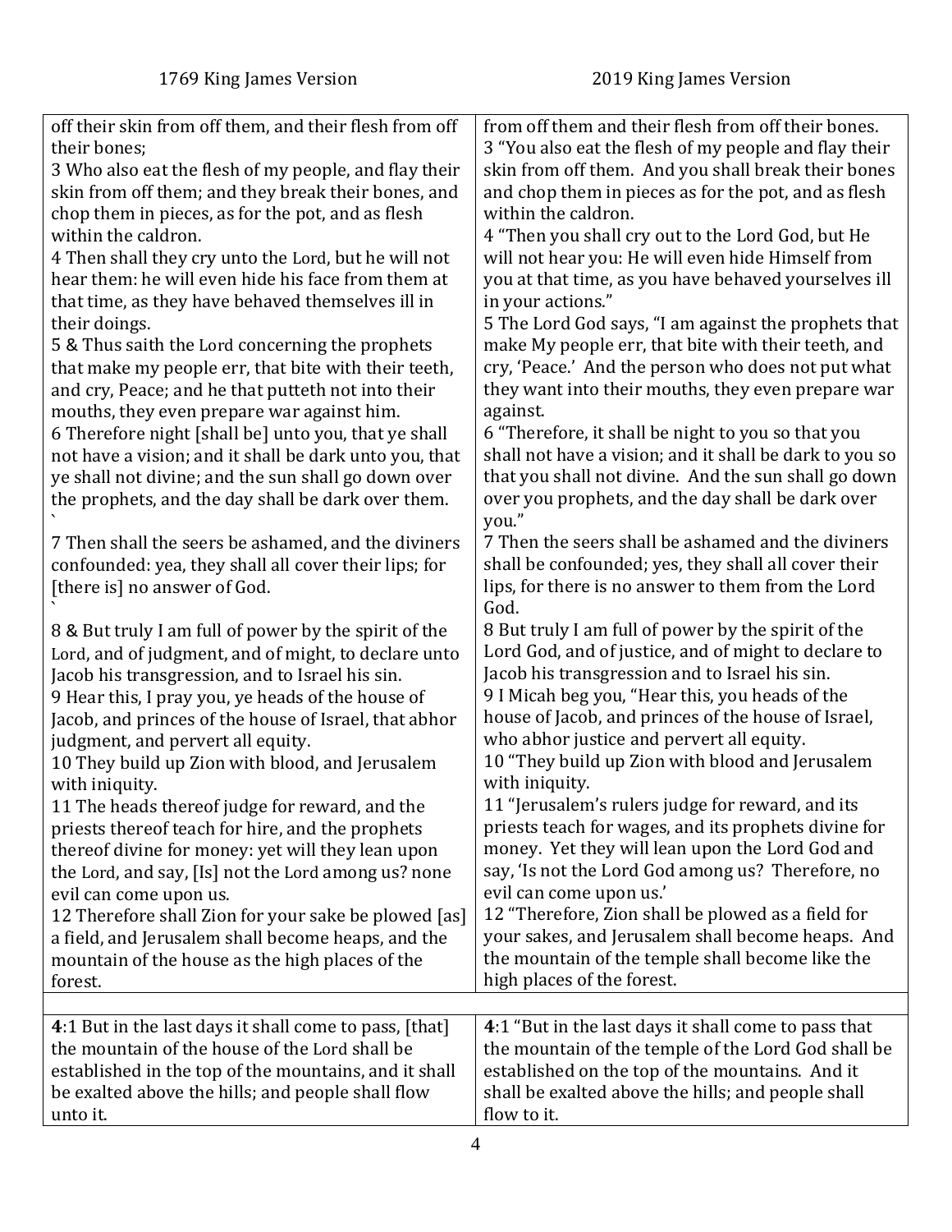| 1769 King James Version | 2019 King James Version |
|---|---|
| off their skin from off them, and their flesh from off their bones;<br>3 Who also eat the flesh of my people, and flay their skin from off them; and they break their bones, and chop them in pieces, as for the pot, and as flesh within the caldron.<br>4 Then shall they cry unto the Lord, but he will not hear them: he will even hide his face from them at that time, as they have behaved themselves ill in their doings.<br>5 & Thus saith the Lord concerning the prophets that make my people err, that bite with their teeth, and cry, Peace; and he that putteth not into their mouths, they even prepare war against him.<br>6 Therefore night [shall be] unto you, that ye shall not have a vision; and it shall be dark unto you, that ye shall not divine; and the sun shall go down over the prophets, and the day shall be dark over them.<br>`<br>7 Then shall the seers be ashamed, and the diviners confounded: yea, they shall all cover their lips; for [there is] no answer of God.<br>`<br>8 & But truly I am full of power by the spirit of the Lord, and of judgment, and of might, to declare unto Jacob his transgression, and to Israel his sin.<br>9 Hear this, I pray you, ye heads of the house of Jacob, and princes of the house of Israel, that abhor judgment, and pervert all equity.<br>10 They build up Zion with blood, and Jerusalem with iniquity.<br>11 The heads thereof judge for reward, and the priests thereof teach for hire, and the prophets thereof divine for money: yet will they lean upon the Lord, and say, [Is] not the Lord among us? none evil can come upon us.<br>12 Therefore shall Zion for your sake be plowed [as] a field, and Jerusalem shall become heaps, and the mountain of the house as the high places of the forest. | from off them and their flesh from off their bones.<br>3 "You also eat the flesh of my people and flay their skin from off them. And you shall break their bones and chop them in pieces as for the pot, and as flesh within the caldron.<br>4 "Then you shall cry out to the Lord God, but He will not hear you: He will even hide Himself from you at that time, as you have behaved yourselves ill in your actions."<br>5 The Lord God says, "I am against the prophets that make My people err, that bite with their teeth, and cry, 'Peace.' And the person who does not put what they want into their mouths, they even prepare war against.<br>6 "Therefore, it shall be night to you so that you shall not have a vision; and it shall be dark to you so that you shall not divine. And the sun shall go down over you prophets, and the day shall be dark over you."<br>7 Then the seers shall be ashamed and the diviners shall be confounded; yes, they shall all cover their lips, for there is no answer to them from the Lord God.<br>8 But truly I am full of power by the spirit of the Lord God, and of justice, and of might to declare to Jacob his transgression and to Israel his sin.<br>9 I Micah beg you, "Hear this, you heads of the house of Jacob, and princes of the house of Israel, who abhor justice and pervert all equity.<br>10 "They build up Zion with blood and Jerusalem with iniquity.<br>11 "Jerusalem's rulers judge for reward, and its priests teach for wages, and its prophets divine for money. Yet they will lean upon the Lord God and say, 'Is not the Lord God among us? Therefore, no evil can come upon us.'<br>12 "Therefore, Zion shall be plowed as a field for your sakes, and Jerusalem shall become heaps. And the mountain of the temple shall become like the high places of the forest. |
| | |
| **4**:1 But in the last days it shall come to pass, [that] the mountain of the house of the Lord shall be established in the top of the mountains, and it shall be exalted above the hills; and people shall flow unto it. | **4**:1 "But in the last days it shall come to pass that the mountain of the temple of the Lord God shall be established on the top of the mountains. And it shall be exalted above the hills; and people shall flow to it. |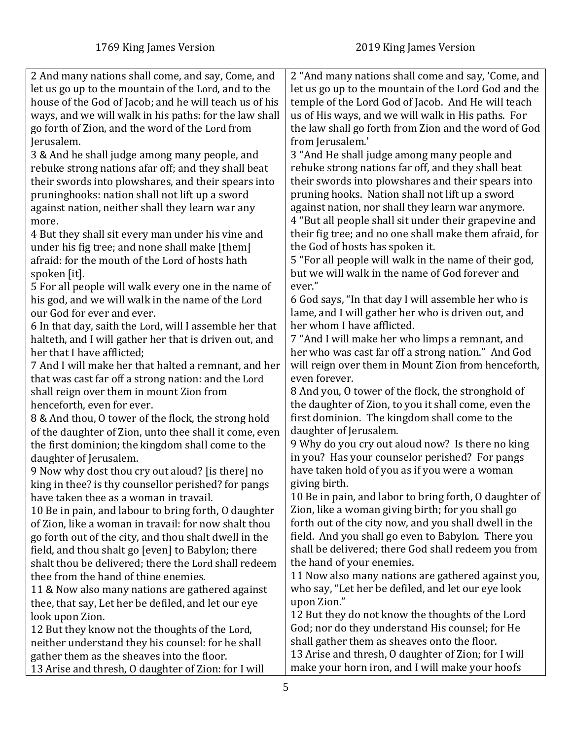| 1769 King James Version | 2019 King James Version |
|---|---|
| 2 And many nations shall come, and say, Come, and let us go up to the mountain of the Lord, and to the house of the God of Jacob; and he will teach us of his ways, and we will walk in his paths: for the law shall go forth of Zion, and the word of the Lord from Jerusalem. | 2 "And many nations shall come and say, 'Come, and let us go up to the mountain of the Lord God and the temple of the Lord God of Jacob. And He will teach us of His ways, and we will walk in His paths. For the law shall go forth from Zion and the word of God from Jerusalem.' |
| 3 & And he shall judge among many people, and rebuke strong nations afar off; and they shall beat their swords into plowshares, and their spears into pruninghooks: nation shall not lift up a sword against nation, neither shall they learn war any more. | 3 "And He shall judge among many people and rebuke strong nations far off, and they shall beat their swords into plowshares and their spears into pruning hooks. Nation shall not lift up a sword against nation, nor shall they learn war anymore. |
| 4 But they shall sit every man under his vine and under his fig tree; and none shall make [them] afraid: for the mouth of the Lord of hosts hath spoken [it]. | 4 "But all people shall sit under their grapevine and their fig tree; and no one shall make them afraid, for the God of hosts has spoken it. |
| 5 For all people will walk every one in the name of his god, and we will walk in the name of the Lord our God for ever and ever. | 5 "For all people will walk in the name of their god, but we will walk in the name of God forever and ever." |
| 6 In that day, saith the Lord, will I assemble her that halteth, and I will gather her that is driven out, and her that I have afflicted; | 6 God says, "In that day I will assemble her who is lame, and I will gather her who is driven out, and her whom I have afflicted. |
| 7 And I will make her that halted a remnant, and her that was cast far off a strong nation: and the Lord shall reign over them in mount Zion from henceforth, even for ever. | 7 "And I will make her who limps a remnant, and her who was cast far off a strong nation." And God will reign over them in Mount Zion from henceforth, even forever. |
| 8 & And thou, O tower of the flock, the strong hold of the daughter of Zion, unto thee shall it come, even the first dominion; the kingdom shall come to the daughter of Jerusalem. | 8 And you, O tower of the flock, the stronghold of the daughter of Zion, to you it shall come, even the first dominion. The kingdom shall come to the daughter of Jerusalem. |
| 9 Now why dost thou cry out aloud? [is there] no king in thee? is thy counsellor perished? for pangs have taken thee as a woman in travail. | 9 Why do you cry out aloud now? Is there no king in you? Has your counselor perished? For pangs have taken hold of you as if you were a woman giving birth. |
| 10 Be in pain, and labour to bring forth, O daughter of Zion, like a woman in travail: for now shalt thou go forth out of the city, and thou shalt dwell in the field, and thou shalt go [even] to Babylon; there shalt thou be delivered; there the Lord shall redeem thee from the hand of thine enemies. | 10 Be in pain, and labor to bring forth, O daughter of Zion, like a woman giving birth; for you shall go forth out of the city now, and you shall dwell in the field. And you shall go even to Babylon. There you shall be delivered; there God shall redeem you from the hand of your enemies. |
| 11 & Now also many nations are gathered against thee, that say, Let her be defiled, and let our eye look upon Zion. | 11 Now also many nations are gathered against you, who say, "Let her be defiled, and let our eye look upon Zion." |
| 12 But they know not the thoughts of the Lord, neither understand they his counsel: for he shall gather them as the sheaves into the floor. | 12 But they do not know the thoughts of the Lord God; nor do they understand His counsel; for He shall gather them as sheaves onto the floor. |
| 13 Arise and thresh, O daughter of Zion: for I will | 13 Arise and thresh, O daughter of Zion; for I will make your horn iron, and I will make your hoofs |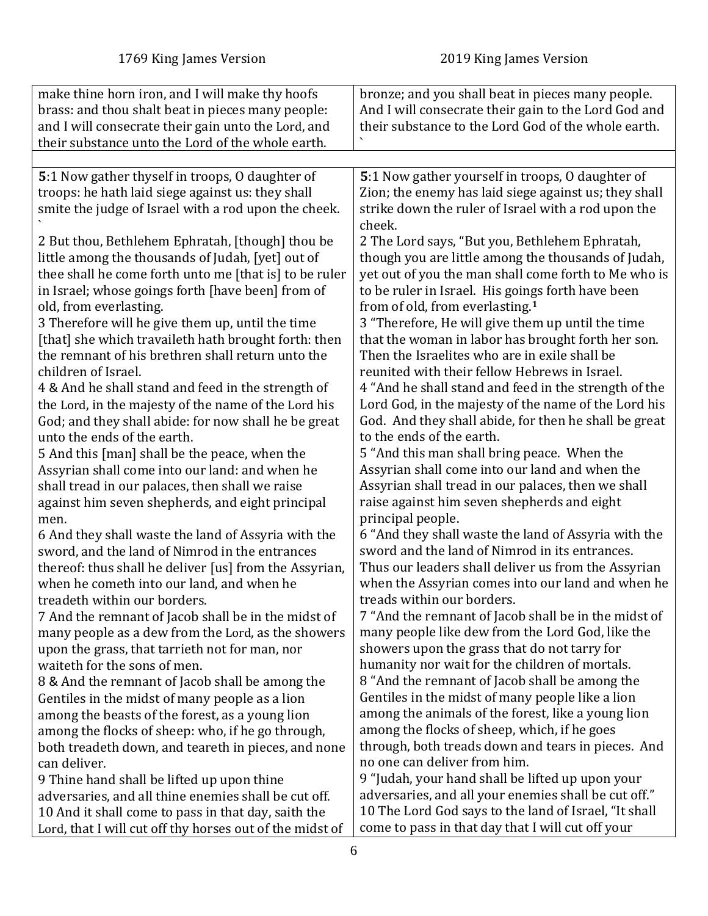| 1769 King James Version | 2019 King James Version |
|---|---|
| make thine horn iron, and I will make thy hoofs brass: and thou shalt beat in pieces many people: and I will consecrate their gain unto the Lord, and their substance unto the Lord of the whole earth. | bronze; and you shall beat in pieces many people. And I will consecrate their gain to the Lord God and their substance to the Lord God of the whole earth. ` |
| | |
| **5**:1 Now gather thyself in troops, O daughter of troops: he hath laid siege against us: they shall smite the judge of Israel with a rod upon the cheek. ` <br> 2 But thou, Bethlehem Ephratah, [though] thou be little among the thousands of Judah, [yet] out of thee shall he come forth unto me [that is] to be ruler in Israel; whose goings forth [have been] from of old, from everlasting. <br> 3 Therefore will he give them up, until the time [that] she which travaileth hath brought forth: then the remnant of his brethren shall return unto the children of Israel. <br> 4 & And he shall stand and feed in the strength of the Lord, in the majesty of the name of the Lord his God; and they shall abide: for now shall he be great unto the ends of the earth. <br> 5 And this [man] shall be the peace, when the Assyrian shall come into our land: and when he shall tread in our palaces, then shall we raise against him seven shepherds, and eight principal men. <br> 6 And they shall waste the land of Assyria with the sword, and the land of Nimrod in the entrances thereof: thus shall he deliver [us] from the Assyrian, when he cometh into our land, and when he treadeth within our borders. <br> 7 And the remnant of Jacob shall be in the midst of many people as a dew from the Lord, as the showers upon the grass, that tarrieth not for man, nor waiteth for the sons of men. <br> 8 & And the remnant of Jacob shall be among the Gentiles in the midst of many people as a lion among the beasts of the forest, as a young lion among the flocks of sheep: who, if he go through, both treadeth down, and teareth in pieces, and none can deliver. <br> 9 Thine hand shall be lifted up upon thine adversaries, and all thine enemies shall be cut off. <br> 10 And it shall come to pass in that day, saith the Lord, that I will cut off thy horses out of the midst of | **5**:1 Now gather yourself in troops, O daughter of Zion; the enemy has laid siege against us; they shall strike down the ruler of Israel with a rod upon the cheek. <br> 2 The Lord says, "But you, Bethlehem Ephratah, though you are little among the thousands of Judah, yet out of you the man shall come forth to Me who is to be ruler in Israel. His goings forth have been from of old, from everlasting.[1] <br> 3 "Therefore, He will give them up until the time that the woman in labor has brought forth her son. Then the Israelites who are in exile shall be reunited with their fellow Hebrews in Israel. <br> 4 "And he shall stand and feed in the strength of the Lord God, in the majesty of the name of the Lord his God. And they shall abide, for then he shall be great to the ends of the earth. <br> 5 "And this man shall bring peace. When the Assyrian shall come into our land and when the Assyrian shall tread in our palaces, then we shall raise against him seven shepherds and eight principal people. <br> 6 "And they shall waste the land of Assyria with the sword and the land of Nimrod in its entrances. Thus our leaders shall deliver us from the Assyrian when the Assyrian comes into our land and when he treads within our borders. <br> 7 "And the remnant of Jacob shall be in the midst of many people like dew from the Lord God, like the showers upon the grass that do not tarry for humanity nor wait for the children of mortals. <br> 8 "And the remnant of Jacob shall be among the Gentiles in the midst of many people like a lion among the animals of the forest, like a young lion among the flocks of sheep, which, if he goes through, both treads down and tears in pieces. And no one can deliver from him. <br> 9 "Judah, your hand shall be lifted up upon your adversaries, and all your enemies shall be cut off." <br> 10 The Lord God says to the land of Israel, "It shall come to pass in that day that I will cut off your |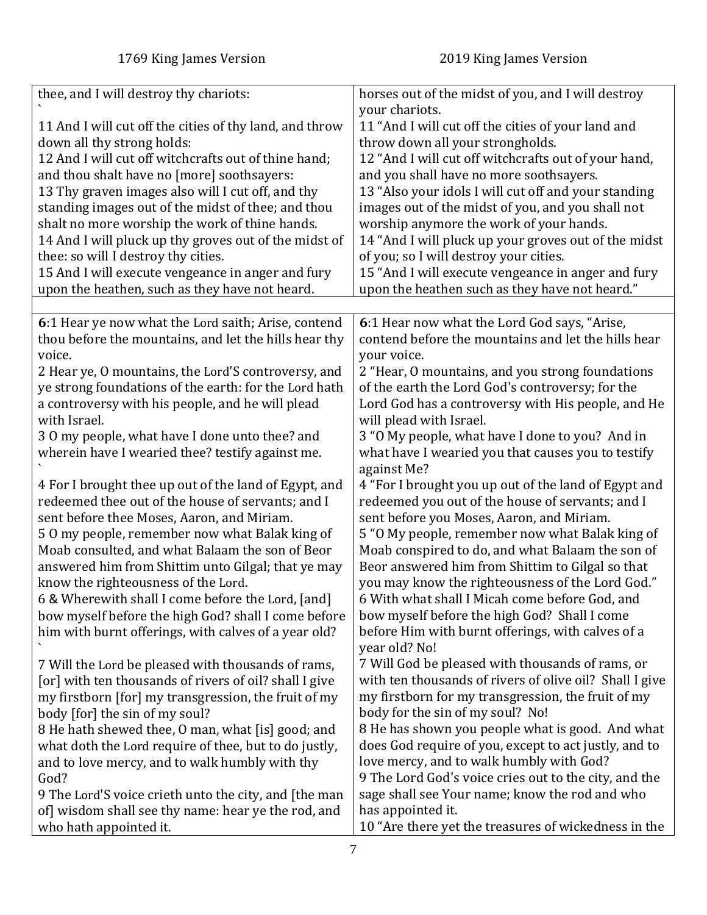| 1769 King James Version | 2019 King James Version |
| --- | --- |
| thee, and I will destroy thy chariots: | horses out of the midst of you, and I will destroy your chariots. |
| 11 And I will cut off the cities of thy land, and throw down all thy strong holds: | 11 "And I will cut off the cities of your land and throw down all your strongholds. |
| 12 And I will cut off witchcrafts out of thine hand; and thou shalt have no [more] soothsayers: | 12 "And I will cut off witchcrafts out of your hand, and you shall have no more soothsayers. |
| 13 Thy graven images also will I cut off, and thy standing images out of the midst of thee; and thou shalt no more worship the work of thine hands. | 13 "Also your idols I will cut off and your standing images out of the midst of you, and you shall not worship anymore the work of your hands. |
| 14 And I will pluck up thy groves out of the midst of thee: so will I destroy thy cities. | 14 "And I will pluck up your groves out of the midst of you; so I will destroy your cities. |
| 15 And I will execute vengeance in anger and fury upon the heathen, such as they have not heard. | 15 "And I will execute vengeance in anger and fury upon the heathen such as they have not heard." |
| | |
| **6**:1 Hear ye now what the Lord saith; Arise, contend thou before the mountains, and let the hills hear thy voice. | **6**:1 Hear now what the Lord God says, "Arise, contend before the mountains and let the hills hear your voice. |
| 2 Hear ye, O mountains, the Lord'S controversy, and ye strong foundations of the earth: for the Lord hath a controversy with his people, and he will plead with Israel. | 2 "Hear, O mountains, and you strong foundations of the earth the Lord God's controversy; for the Lord God has a controversy with His people, and He will plead with Israel. |
| 3 O my people, what have I done unto thee? and wherein have I wearied thee? testify against me. | 3 "O My people, what have I done to you? And in what have I wearied you that causes you to testify against Me? |
| 4 For I brought thee up out of the land of Egypt, and redeemed thee out of the house of servants; and I sent before thee Moses, Aaron, and Miriam. | 4 "For I brought you up out of the land of Egypt and redeemed you out of the house of servants; and I sent before you Moses, Aaron, and Miriam. |
| 5 O my people, remember now what Balak king of Moab consulted, and what Balaam the son of Beor answered him from Shittim unto Gilgal; that ye may know the righteousness of the Lord. | 5 "O My people, remember now what Balak king of Moab conspired to do, and what Balaam the son of Beor answered him from Shittim to Gilgal so that you may know the righteousness of the Lord God." |
| 6 & Wherewith shall I come before the Lord, [and] bow myself before the high God? shall I come before him with burnt offerings, with calves of a year old? | 6 With what shall I Micah come before God, and bow myself before the high God? Shall I come before Him with burnt offerings, with calves of a year old? No! |
| 7 Will the Lord be pleased with thousands of rams, [or] with ten thousands of rivers of oil? shall I give my firstborn [for] my transgression, the fruit of my body [for] the sin of my soul? | 7 Will God be pleased with thousands of rams, or with ten thousands of rivers of olive oil? Shall I give my firstborn for my transgression, the fruit of my body for the sin of my soul? No! |
| 8 He hath shewed thee, O man, what [is] good; and what doth the Lord require of thee, but to do justly, and to love mercy, and to walk humbly with thy God? | 8 He has shown you people what is good. And what does God require of you, except to act justly, and to love mercy, and to walk humbly with God? |
| 9 The Lord'S voice crieth unto the city, and [the man of] wisdom shall see thy name: hear ye the rod, and who hath appointed it. | 9 The Lord God's voice cries out to the city, and the sage shall see Your name; know the rod and who has appointed it. |
| | 10 "Are there yet the treasures of wickedness in the |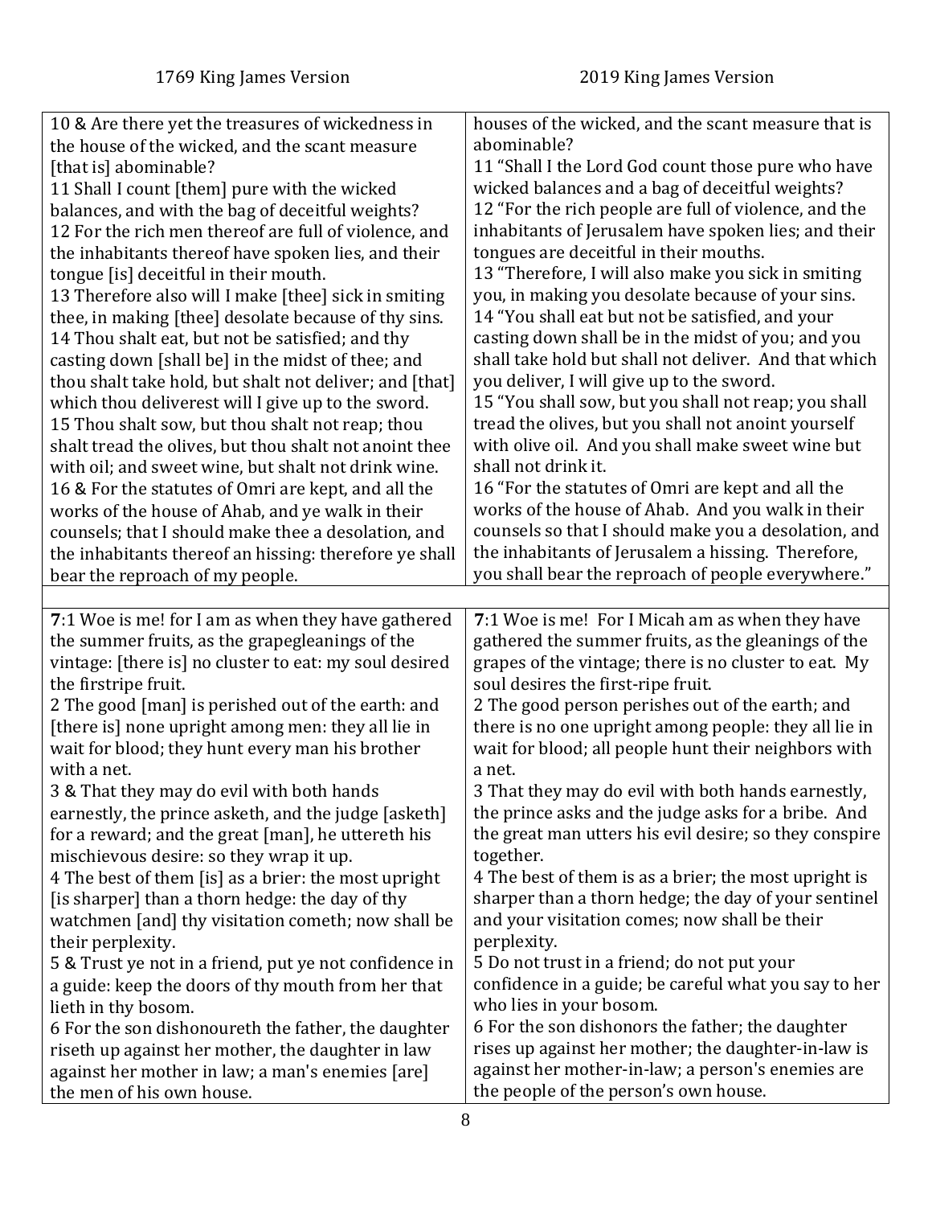| 1769 King James Version | 2019 King James Version |
|---|---|
| 10 & Are there yet the treasures of wickedness in the house of the wicked, and the scant measure [that is] abominable?<br>11 Shall I count [them] pure with the wicked balances, and with the bag of deceitful weights?<br>12 For the rich men thereof are full of violence, and the inhabitants thereof have spoken lies, and their tongue [is] deceitful in their mouth.<br>13 Therefore also will I make [thee] sick in smiting thee, in making [thee] desolate because of thy sins.<br>14 Thou shalt eat, but not be satisfied; and thy casting down [shall be] in the midst of thee; and thou shalt take hold, but shalt not deliver; and [that] which thou deliverest will I give up to the sword.<br>15 Thou shalt sow, but thou shalt not reap; thou shalt tread the olives, but thou shalt not anoint thee with oil; and sweet wine, but shalt not drink wine.<br>16 & For the statutes of Omri are kept, and all the works of the house of Ahab, and ye walk in their counsels; that I should make thee a desolation, and the inhabitants thereof an hissing: therefore ye shall bear the reproach of my people. | houses of the wicked, and the scant measure that is abominable?<br>11 "Shall I the Lord God count those pure who have wicked balances and a bag of deceitful weights?<br>12 "For the rich people are full of violence, and the inhabitants of Jerusalem have spoken lies; and their tongues are deceitful in their mouths.<br>13 "Therefore, I will also make you sick in smiting you, in making you desolate because of your sins.<br>14 "You shall eat but not be satisfied, and your casting down shall be in the midst of you; and you shall take hold but shall not deliver. And that which you deliver, I will give up to the sword.<br>15 "You shall sow, but you shall not reap; you shall tread the olives, but you shall not anoint yourself with olive oil. And you shall make sweet wine but shall not drink it.<br>16 "For the statutes of Omri are kept and all the works of the house of Ahab. And you walk in their counsels so that I should make you a desolation, and the inhabitants of Jerusalem a hissing. Therefore, you shall bear the reproach of people everywhere." |
| | |
| **7**:1 Woe is me! for I am as when they have gathered the summer fruits, as the grapegleanings of the vintage: [there is] no cluster to eat: my soul desired the firstripe fruit.<br>2 The good [man] is perished out of the earth: and [there is] none upright among men: they all lie in wait for blood; they hunt every man his brother with a net.<br>3 & That they may do evil with both hands earnestly, the prince asketh, and the judge [asketh] for a reward; and the great [man], he uttereth his mischievous desire: so they wrap it up.<br>4 The best of them [is] as a brier: the most upright [is sharper] than a thorn hedge: the day of thy watchmen [and] thy visitation cometh; now shall be their perplexity.<br>5 & Trust ye not in a friend, put ye not confidence in a guide: keep the doors of thy mouth from her that lieth in thy bosom.<br>6 For the son dishonoureth the father, the daughter riseth up against her mother, the daughter in law against her mother in law; a man's enemies [are] the men of his own house. | **7**:1 Woe is me! For I Micah am as when they have gathered the summer fruits, as the gleanings of the grapes of the vintage; there is no cluster to eat. My soul desires the first-ripe fruit.<br>2 The good person perishes out of the earth; and there is no one upright among people: they all lie in wait for blood; all people hunt their neighbors with a net.<br>3 That they may do evil with both hands earnestly, the prince asks and the judge asks for a bribe. And the great man utters his evil desire; so they conspire together.<br>4 The best of them is as a brier; the most upright is sharper than a thorn hedge; the day of your sentinel and your visitation comes; now shall be their perplexity.<br>5 Do not trust in a friend; do not put your confidence in a guide; be careful what you say to her who lies in your bosom.<br>6 For the son dishonors the father; the daughter rises up against her mother; the daughter-in-law is against her mother-in-law; a person's enemies are the people of the person's own house. |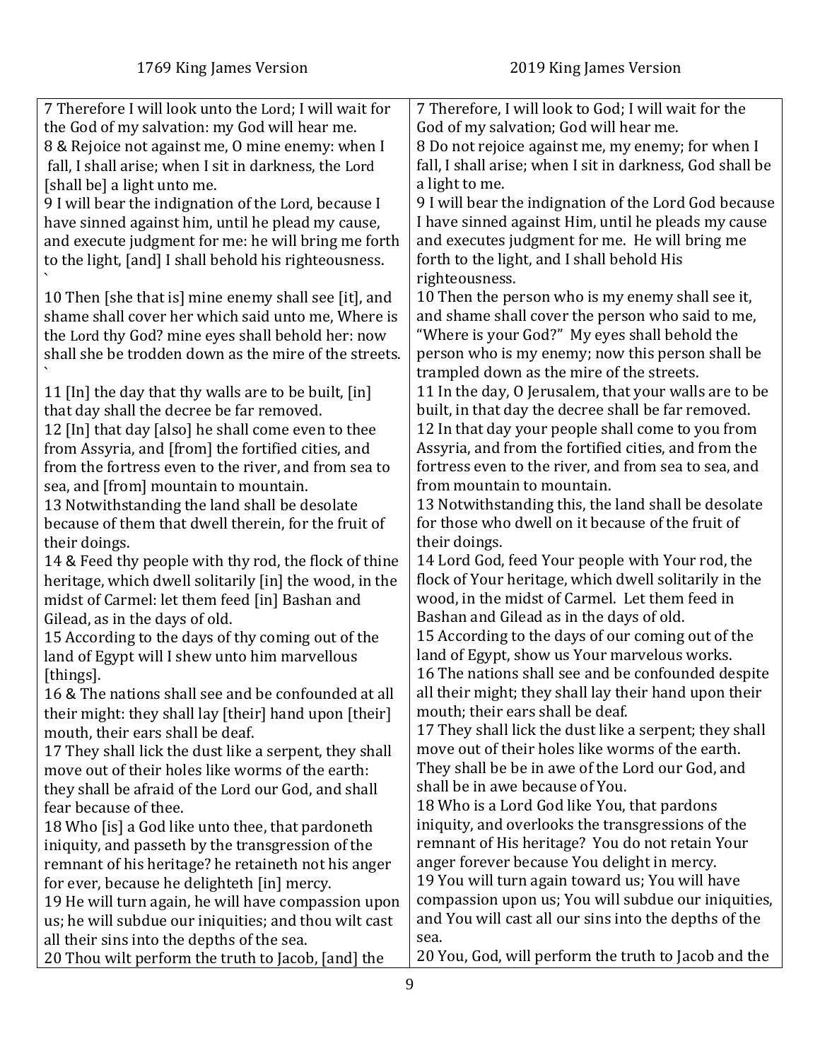| 1769 King James Version | 2019 King James Version |
|---|---|
| 7 Therefore I will look unto the Lord; I will wait for the God of my salvation: my God will hear me. | 7 Therefore, I will look to God; I will wait for the God of my salvation; God will hear me. |
| 8 & Rejoice not against me, O mine enemy: when I fall, I shall arise; when I sit in darkness, the Lord [shall be] a light unto me. | 8 Do not rejoice against me, my enemy; for when I fall, I shall arise; when I sit in darkness, God shall be a light to me. |
| 9 I will bear the indignation of the Lord, because I have sinned against him, until he plead my cause, and execute judgment for me: he will bring me forth to the light, [and] I shall behold his righteousness. ` | 9 I will bear the indignation of the Lord God because I have sinned against Him, until he pleads my cause and executes judgment for me. He will bring me forth to the light, and I shall behold His righteousness. |
| 10 Then [she that is] mine enemy shall see [it], and shame shall cover her which said unto me, Where is the Lord thy God? mine eyes shall behold her: now shall she be trodden down as the mire of the streets. ` | 10 Then the person who is my enemy shall see it, and shame shall cover the person who said to me, "Where is your God?" My eyes shall behold the person who is my enemy; now this person shall be trampled down as the mire of the streets. |
| 11 [In] the day that thy walls are to be built, [in] that day shall the decree be far removed. | 11 In the day, O Jerusalem, that your walls are to be built, in that day the decree shall be far removed. |
| 12 [In] that day [also] he shall come even to thee from Assyria, and [from] the fortified cities, and from the fortress even to the river, and from sea to sea, and [from] mountain to mountain. | 12 In that day your people shall come to you from Assyria, and from the fortified cities, and from the fortress even to the river, and from sea to sea, and from mountain to mountain. |
| 13 Notwithstanding the land shall be desolate because of them that dwell therein, for the fruit of their doings. | 13 Notwithstanding this, the land shall be desolate for those who dwell on it because of the fruit of their doings. |
| 14 & Feed thy people with thy rod, the flock of thine heritage, which dwell solitarily [in] the wood, in the midst of Carmel: let them feed [in] Bashan and Gilead, as in the days of old. | 14 Lord God, feed Your people with Your rod, the flock of Your heritage, which dwell solitarily in the wood, in the midst of Carmel. Let them feed in Bashan and Gilead as in the days of old. |
| 15 According to the days of thy coming out of the land of Egypt will I shew unto him marvellous [things]. | 15 According to the days of our coming out of the land of Egypt, show us Your marvelous works. |
| 16 & The nations shall see and be confounded at all their might: they shall lay [their] hand upon [their] mouth, their ears shall be deaf. | 16 The nations shall see and be confounded despite all their might; they shall lay their hand upon their mouth; their ears shall be deaf. |
| 17 They shall lick the dust like a serpent, they shall move out of their holes like worms of the earth: they shall be afraid of the Lord our God, and shall fear because of thee. | 17 They shall lick the dust like a serpent; they shall move out of their holes like worms of the earth. They shall be be in awe of the Lord our God, and shall be in awe because of You. |
| 18 Who [is] a God like unto thee, that pardoneth iniquity, and passeth by the transgression of the remnant of his heritage? he retaineth not his anger for ever, because he delighteth [in] mercy. | 18 Who is a Lord God like You, that pardons iniquity, and overlooks the transgressions of the remnant of His heritage? You do not retain Your anger forever because You delight in mercy. |
| 19 He will turn again, he will have compassion upon us; he will subdue our iniquities; and thou wilt cast all their sins into the depths of the sea. | 19 You will turn again toward us; You will have compassion upon us; You will subdue our iniquities, and You will cast all our sins into the depths of the sea. |
| 20 Thou wilt perform the truth to Jacob, [and] the | 20 You, God, will perform the truth to Jacob and the |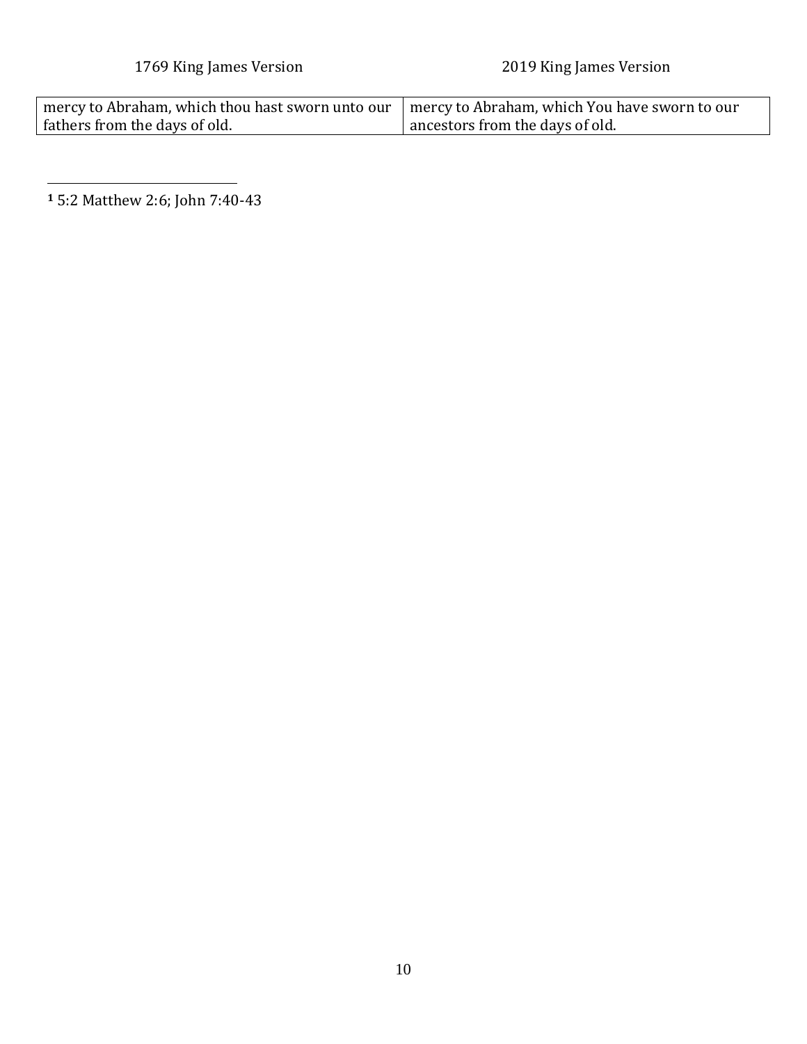| 1769 King James Version | 2019 King James Version |
| --- | --- |
| mercy to Abraham, which thou hast sworn unto our fathers from the days of old. | mercy to Abraham, which You have sworn to our ancestors from the days of old. |

---

[1] 5:2 Matthew 2:6; John 7:40-43